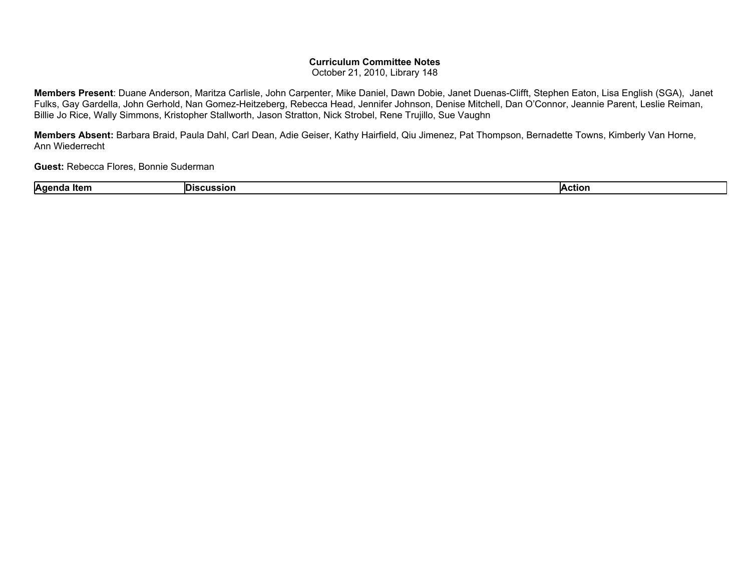**Curriculum Committee Notes**
October 21, 2010, Library 148

**Members Present**: Duane Anderson, Maritza Carlisle, John Carpenter, Mike Daniel, Dawn Dobie, Janet Duenas-Clifft, Stephen Eaton, Lisa English (SGA), Janet Fulks, Gay Gardella, John Gerhold, Nan Gomez-Heitzeberg, Rebecca Head, Jennifer Johnson, Denise Mitchell, Dan O'Connor, Jeannie Parent, Leslie Reiman, Billie Jo Rice, Wally Simmons, Kristopher Stallworth, Jason Stratton, Nick Strobel, Rene Trujillo, Sue Vaughn

**Members Absent:** Barbara Braid, Paula Dahl, Carl Dean, Adie Geiser, Kathy Hairfield, Qiu Jimenez, Pat Thompson, Bernadette Towns, Kimberly Van Horne, Ann Wiederrecht

**Guest:** Rebecca Flores, Bonnie Suderman

| Agenda Item | Discussion | Action |
|---|---|---|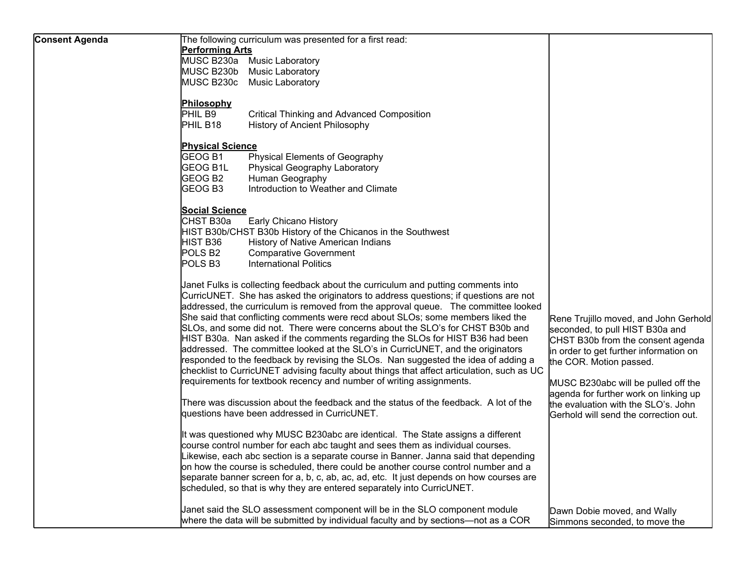| Consent Agenda | The following curriculum was presented for a first read:<br>**Performing Arts**<br>MUSC B230a Music Laboratory<br>MUSC B230b Music Laboratory<br>MUSC B230c Music Laboratory<br><br>**Philosophy**<br>PHIL B9 Critical Thinking and Advanced Composition<br>PHIL B18 History of Ancient Philosophy<br><br>**Physical Science**<br>GEOG B1 Physical Elements of Geography<br>GEOG B1L Physical Geography Laboratory<br>GEOG B2 Human Geography<br>GEOG B3 Introduction to Weather and Climate<br><br>**Social Science**<br>CHST B30a Early Chicano History<br>HIST B30b/CHST B30b History of the Chicanos in the Southwest<br>HIST B36 History of Native American Indians<br>POLS B2 Comparative Government<br>POLS B3 International Politics<br><br>Janet Fulks is collecting feedback about the curriculum and putting comments into CurricUNET. She has asked the originators to address questions; if questions are not addressed, the curriculum is removed from the approval queue. The committee looked She said that conflicting comments were recd about SLOs; some members liked the SLOs, and some did not. There were concerns about the SLO's for CHST B30b and HIST B30a. Nan asked if the comments regarding the SLOs for HIST B36 had been addressed. The committee looked at the SLO's in CurricUNET, and the originators responded to the feedback by revising the SLOs. Nan suggested the idea of adding a checklist to CurricUNET advising faculty about things that affect articulation, such as UC requirements for textbook recency and number of writing assignments.<br><br>There was discussion about the feedback and the status of the feedback. A lot of the questions have been addressed in CurricUNET.<br><br>It was questioned why MUSC B230abc are identical. The State assigns a different course control number for each abc taught and sees them as individual courses. Likewise, each abc section is a separate course in Banner. Janna said that depending on how the course is scheduled, there could be another course control number and a separate banner screen for a, b, c, ab, ac, ad, etc. It just depends on how courses are scheduled, so that is why they are entered separately into CurricUNET.<br><br>Janet said the SLO assessment component will be in the SLO component module where the data will be submitted by individual faculty and by sections—not as a COR | Rene Trujillo moved, and John Gerhold seconded, to pull HIST B30a and CHST B30b from the consent agenda in order to get further information on the COR. Motion passed.<br><br>MUSC B230abc will be pulled off the agenda for further work on linking up the evaluation with the SLO's. John Gerhold will send the correction out.<br><br>Dawn Dobie moved, and Wally Simmons seconded, to move the |
|---|---|---|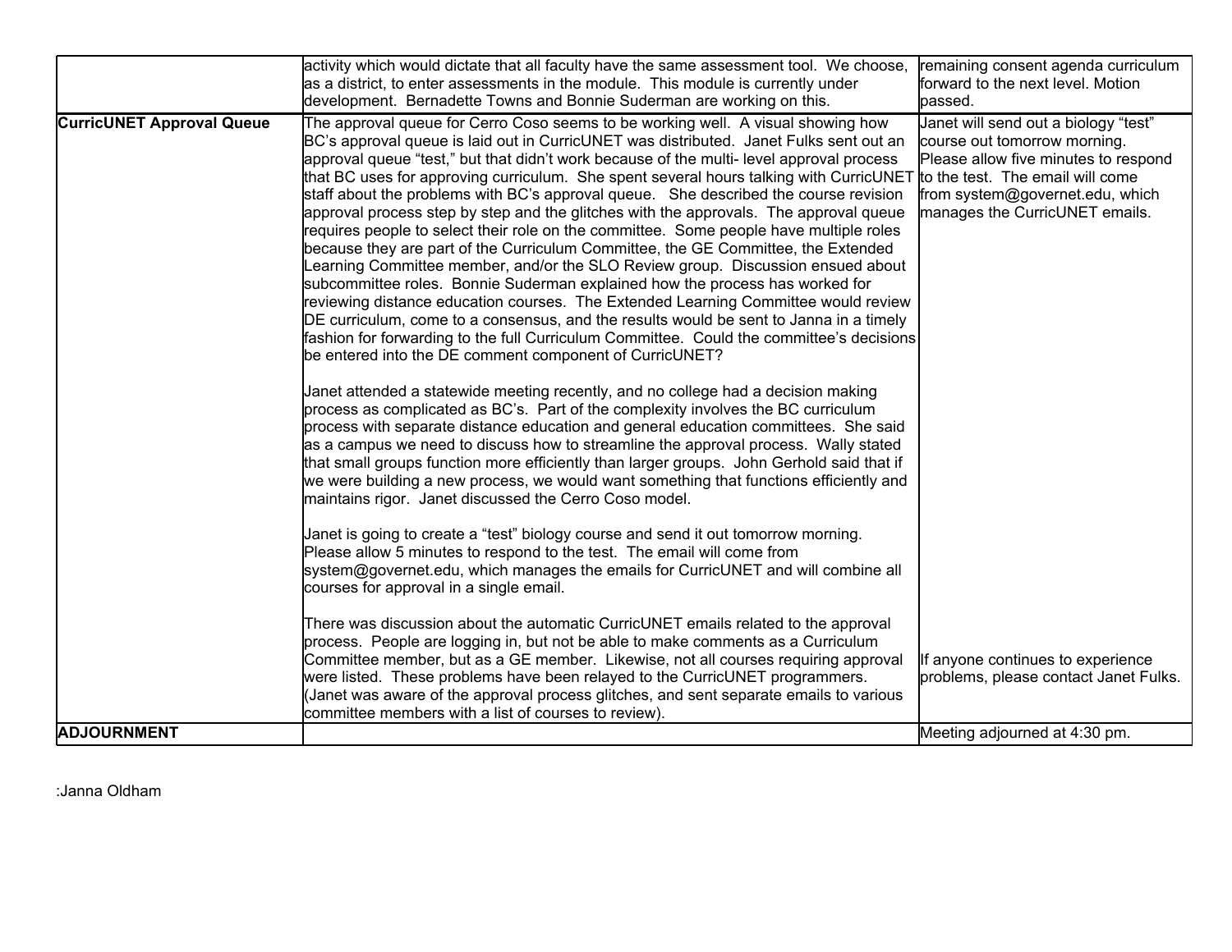| | | |
|---|---|---|
| | activity which would dictate that all faculty have the same assessment tool. We choose, as a district, to enter assessments in the module. This module is currently under development. Bernadette Towns and Bonnie Suderman are working on this. | remaining consent agenda curriculum forward to the next level. Motion passed. |
| **CurricUNET Approval Queue** | The approval queue for Cerro Coso seems to be working well. A visual showing how BC's approval queue is laid out in CurricUNET was distributed. Janet Fulks sent out an approval queue "test," but that didn't work because of the multi- level approval process that BC uses for approving curriculum. She spent several hours talking with CurricUNET staff about the problems with BC's approval queue. She described the course revision approval process step by step and the glitches with the approvals. The approval queue requires people to select their role on the committee. Some people have multiple roles because they are part of the Curriculum Committee, the GE Committee, the Extended Learning Committee member, and/or the SLO Review group. Discussion ensued about subcommittee roles. Bonnie Suderman explained how the process has worked for reviewing distance education courses. The Extended Learning Committee would review DE curriculum, come to a consensus, and the results would be sent to Janna in a timely fashion for forwarding to the full Curriculum Committee. Could the committee's decisions be entered into the DE comment component of CurricUNET?<br><br>Janet attended a statewide meeting recently, and no college had a decision making process as complicated as BC's. Part of the complexity involves the BC curriculum process with separate distance education and general education committees. She said as a campus we need to discuss how to streamline the approval process. Wally stated that small groups function more efficiently than larger groups. John Gerhold said that if we were building a new process, we would want something that functions efficiently and maintains rigor. Janet discussed the Cerro Coso model.<br><br>Janet is going to create a "test" biology course and send it out tomorrow morning. Please allow 5 minutes to respond to the test. The email will come from system@governet.edu, which manages the emails for CurricUNET and will combine all courses for approval in a single email.<br><br>There was discussion about the automatic CurricUNET emails related to the approval process. People are logging in, but not be able to make comments as a Curriculum Committee member, but as a GE member. Likewise, not all courses requiring approval were listed. These problems have been relayed to the CurricUNET programmers. (Janet was aware of the approval process glitches, and sent separate emails to various committee members with a list of courses to review). | Janet will send out a biology "test" course out tomorrow morning. Please allow five minutes to respond to the test. The email will come from system@governet.edu, which manages the CurricUNET emails.<br><br>If anyone continues to experience problems, please contact Janet Fulks. |
| **ADJOURNMENT** | | Meeting adjourned at 4:30 pm. |

:Janna Oldham